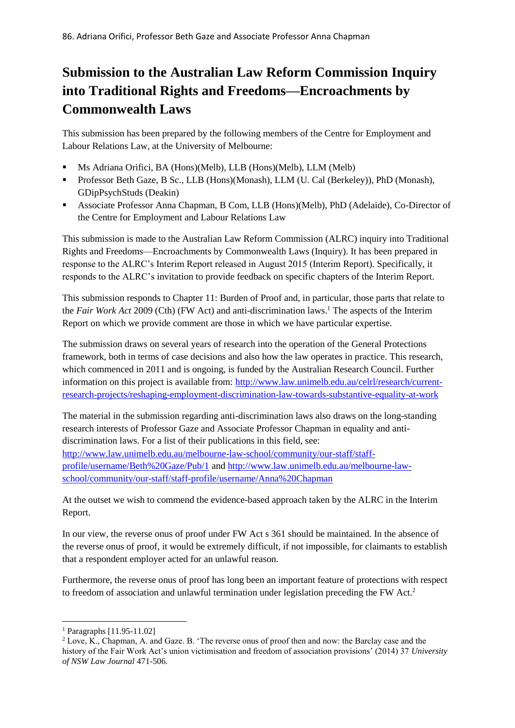86. Adriana Orifici, Professor Beth Gaze and Associate Professor Anna Chapman

# Submission to the Australian Law Reform Commission Inquiry into Traditional Rights and Freedoms—Encroachments by Commonwealth Laws

This submission has been prepared by the following members of the Centre for Employment and Labour Relations Law, at the University of Melbourne:

- Ms Adriana Orifici, BA (Hons)(Melb), LLB (Hons)(Melb), LLM (Melb)
- Professor Beth Gaze, B Sc., LLB (Hons)(Monash), LLM (U. Cal (Berkeley)), PhD (Monash), GDipPsychStuds (Deakin)
- Associate Professor Anna Chapman, B Com, LLB (Hons)(Melb), PhD (Adelaide), Co-Director of the Centre for Employment and Labour Relations Law

This submission is made to the Australian Law Reform Commission (ALRC) inquiry into Traditional Rights and Freedoms—Encroachments by Commonwealth Laws (Inquiry). It has been prepared in response to the ALRC's Interim Report released in August 2015 (Interim Report). Specifically, it responds to the ALRC's invitation to provide feedback on specific chapters of the Interim Report.

This submission responds to Chapter 11: Burden of Proof and, in particular, those parts that relate to the *Fair Work Act* 2009 (Cth) (FW Act) and anti-discrimination laws.[1] The aspects of the Interim Report on which we provide comment are those in which we have particular expertise.

The submission draws on several years of research into the operation of the General Protections framework, both in terms of case decisions and also how the law operates in practice. This research, which commenced in 2011 and is ongoing, is funded by the Australian Research Council. Further information on this project is available from: http://www.law.unimelb.edu.au/celrl/research/current-research-projects/reshaping-employment-discrimination-law-towards-substantive-equality-at-work

The material in the submission regarding anti-discrimination laws also draws on the long-standing research interests of Professor Gaze and Associate Professor Chapman in equality and anti-discrimination laws. For a list of their publications in this field, see: http://www.law.unimelb.edu.au/melbourne-law-school/community/our-staff/staff-profile/username/Beth%20Gaze/Pub/1 and http://www.law.unimelb.edu.au/melbourne-law-school/community/our-staff/staff-profile/username/Anna%20Chapman

At the outset we wish to commend the evidence-based approach taken by the ALRC in the Interim Report.

In our view, the reverse onus of proof under FW Act s 361 should be maintained. In the absence of the reverse onus of proof, it would be extremely difficult, if not impossible, for claimants to establish that a respondent employer acted for an unlawful reason.

Furthermore, the reverse onus of proof has long been an important feature of protections with respect to freedom of association and unlawful termination under legislation preceding the FW Act.[2]

---

[1] Paragraphs [11.95-11.02]

[2] Love, K., Chapman, A. and Gaze. B. 'The reverse onus of proof then and now: the Barclay case and the history of the Fair Work Act's union victimisation and freedom of association provisions' (2014) 37 *University of NSW Law Journal* 471-506.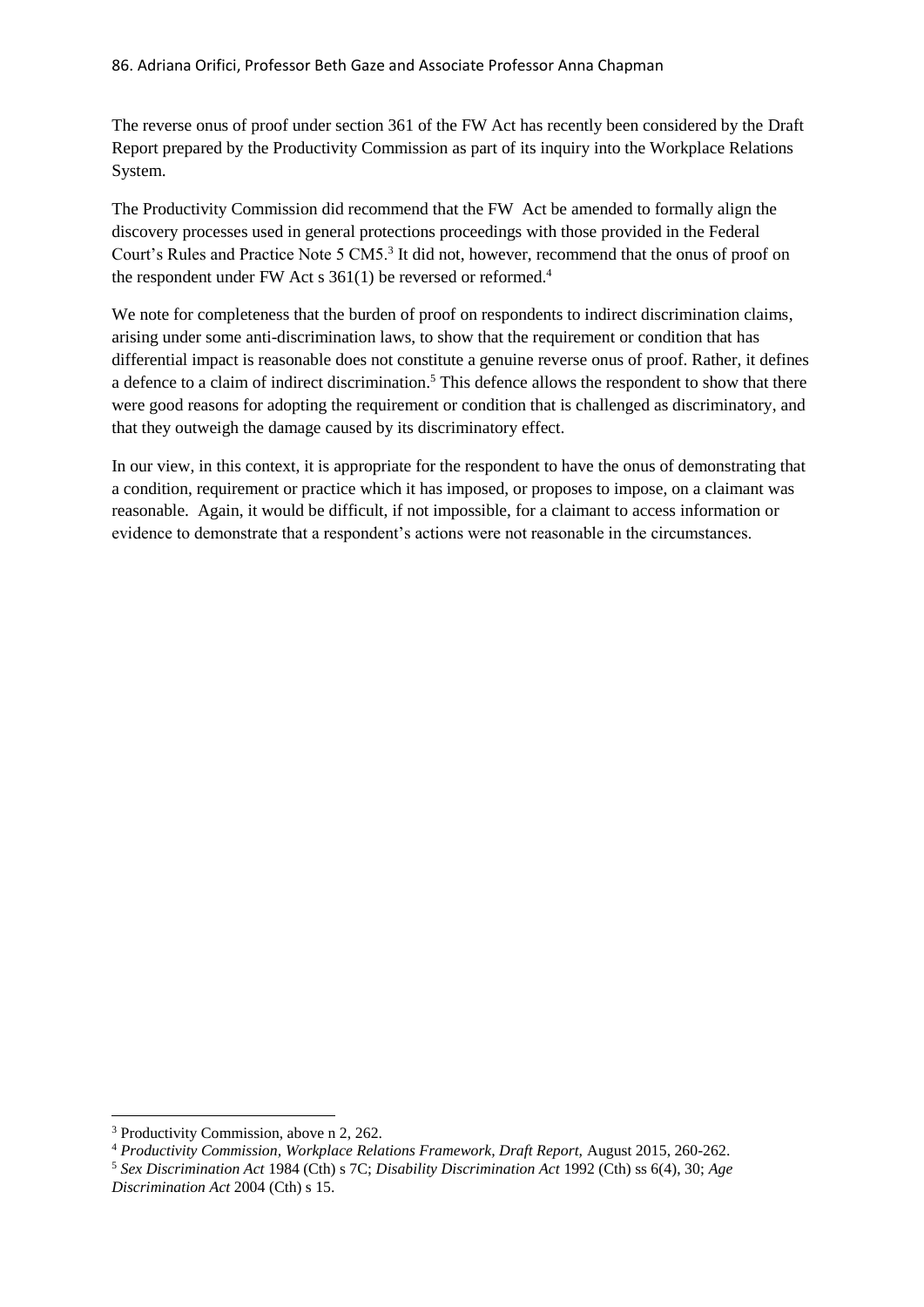The reverse onus of proof under section 361 of the FW Act has recently been considered by the Draft Report prepared by the Productivity Commission as part of its inquiry into the Workplace Relations System.

The Productivity Commission did recommend that the FW Act be amended to formally align the discovery processes used in general protections proceedings with those provided in the Federal Court's Rules and Practice Note 5 CM5.[3] It did not, however, recommend that the onus of proof on the respondent under FW Act s 361(1) be reversed or reformed.[4]

We note for completeness that the burden of proof on respondents to indirect discrimination claims, arising under some anti-discrimination laws, to show that the requirement or condition that has differential impact is reasonable does not constitute a genuine reverse onus of proof. Rather, it defines a defence to a claim of indirect discrimination.[5] This defence allows the respondent to show that there were good reasons for adopting the requirement or condition that is challenged as discriminatory, and that they outweigh the damage caused by its discriminatory effect.

In our view, in this context, it is appropriate for the respondent to have the onus of demonstrating that a condition, requirement or practice which it has imposed, or proposes to impose, on a claimant was reasonable. Again, it would be difficult, if not impossible, for a claimant to access information or evidence to demonstrate that a respondent's actions were not reasonable in the circumstances.

[3] Productivity Commission, above n 2, 262.

[4] *Productivity Commission, Workplace Relations Framework, Draft Report,* August 2015, 260-262.

[5] *Sex Discrimination Act* 1984 (Cth) s 7C; *Disability Discrimination Act* 1992 (Cth) ss 6(4), 30; *Age Discrimination Act* 2004 (Cth) s 15.